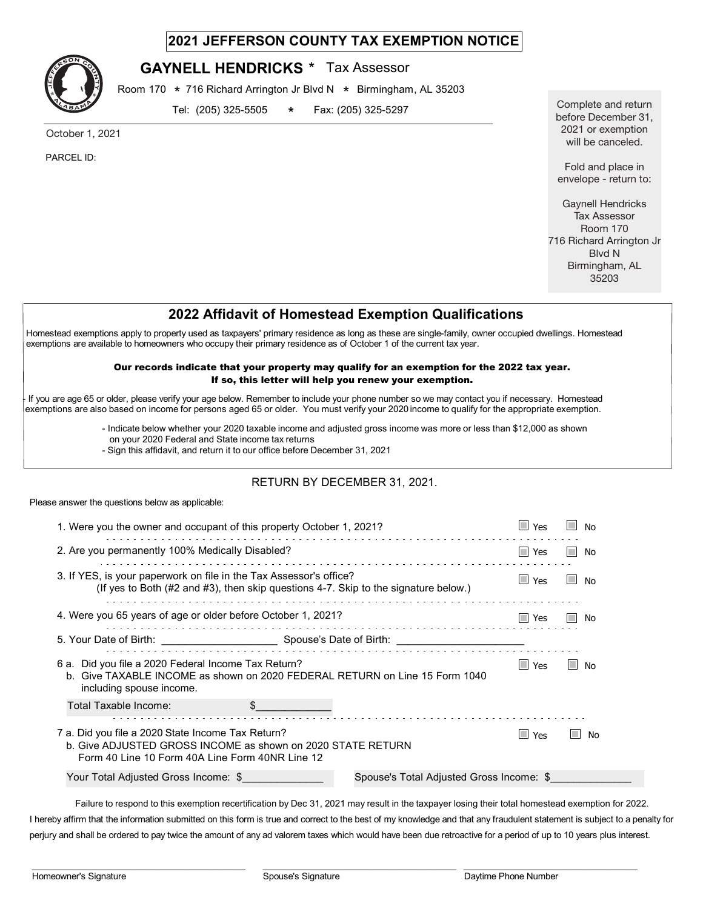# 2021 JEFFERSON COUNTY TAX EXEMPTION NOTICE

**GAYNELL HENDRICKS** * Tax Assessor

Room 170 * 716 Richard Arrington Jr Blvd N * Birmingham, AL 35203

Tel: (205) 325-5505 * Fax: (205) 325-5297

October 1, 2021

PARCEL ID:

Complete and return before December 31, 2021 or exemption will be canceled.

Fold and place in envelope - return to:

Gaynell Hendricks
Tax Assessor
Room 170
716 Richard Arrington Jr Blvd N
Birmingham, AL 35203

## 2022 Affidavit of Homestead Exemption Qualifications

Homestead exemptions apply to property used as taxpayers' primary residence as long as these are single-family, owner occupied dwellings. Homestead exemptions are available to homeowners who occupy their primary residence as of October 1 of the current tax year.

**Our records indicate that your property may qualify for an exemption for the 2022 tax year. If so, this letter will help you renew your exemption.**

- If you are age 65 or older, please verify your age below. Remember to include your phone number so we may contact you if necessary. Homestead exemptions are also based on income for persons aged 65 or older. You must verify your 2020 income to qualify for the appropriate exemption.

  - Indicate below whether your 2020 taxable income and adjusted gross income was more or less than $12,000 as shown on your 2020 Federal and State income tax returns
  - Sign this affidavit, and return it to our office before December 31, 2021

RETURN BY DECEMBER 31, 2021.

Please answer the questions below as applicable:

1. Were you the owner and occupant of this property October 1, 2021? ☐ Yes ☐ No

2. Are you permanently 100% Medically Disabled? ☐ Yes ☐ No

3. If YES, is your paperwork on file in the Tax Assessor's office? ☐ Yes ☐ No
   (If yes to Both (#2 and #3), then skip questions 4-7. Skip to the signature below.)

4. Were you 65 years of age or older before October 1, 2021? ☐ Yes ☐ No

5. Your Date of Birth: ____________________ Spouse's Date of Birth: ______________________

6 a. Did you file a 2020 Federal Income Tax Return? ☐ Yes ☐ No
   b. Give TAXABLE INCOME as shown on 2020 FEDERAL RETURN on Line 15 Form 1040 including spouse income.

   Total Taxable Income: $_____________

7 a. Did you file a 2020 State Income Tax Return? ☐ Yes ☐ No
   b. Give ADJUSTED GROSS INCOME as shown on 2020 STATE RETURN Form 40 Line 10 Form 40A Line Form 40NR Line 12

   Your Total Adjusted Gross Income: $______________ Spouse's Total Adjusted Gross Income: $______________

Failure to respond to this exemption recertification by Dec 31, 2021 may result in the taxpayer losing their total homestead exemption for 2022.

I hereby affirm that the information submitted on this form is true and correct to the best of my knowledge and that any fraudulent statement is subject to a penalty for perjury and shall be ordered to pay twice the amount of any ad valorem taxes which would have been due retroactive for a period of up to 10 years plus interest.

______________________________ ______________________________ ______________________________

Homeowner's Signature Spouse's Signature Daytime Phone Number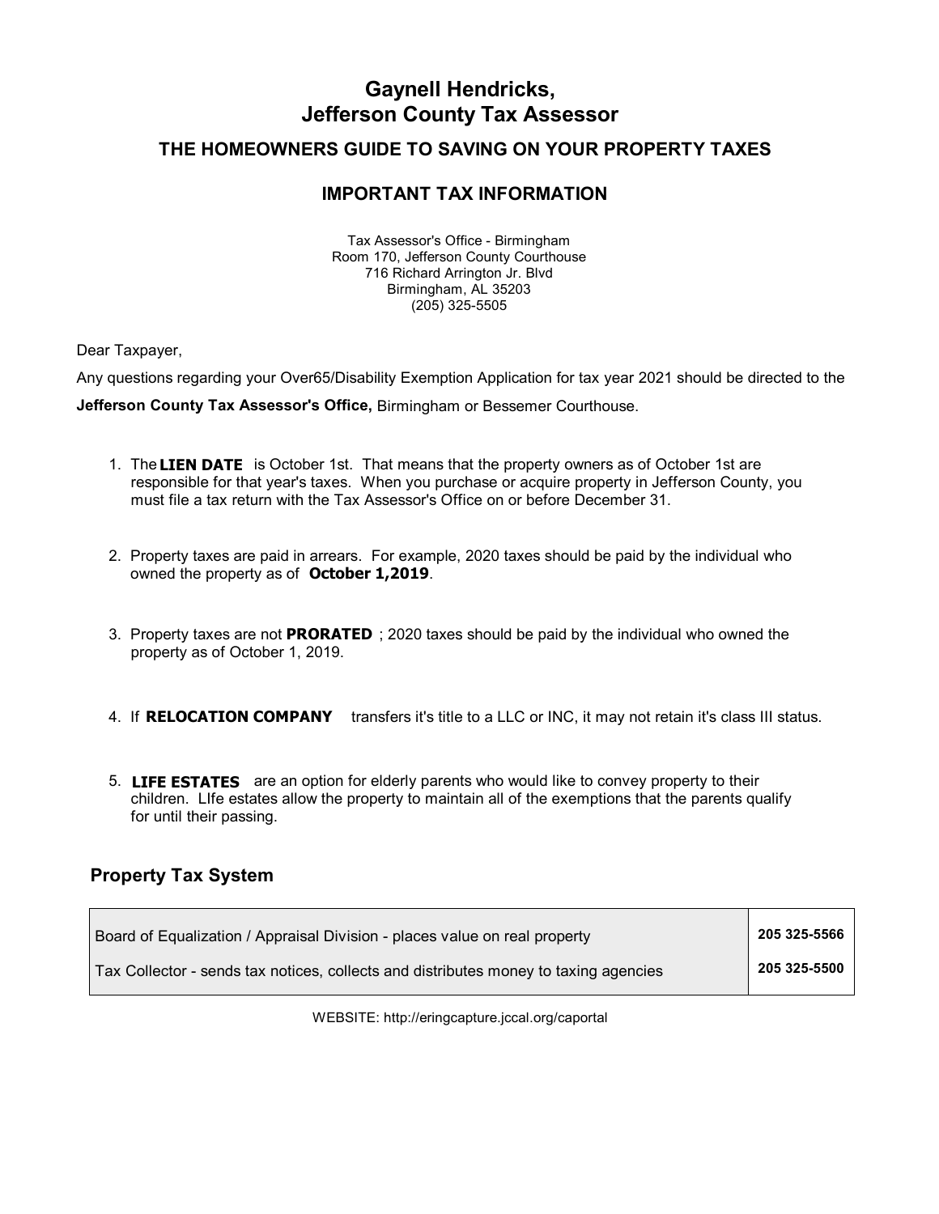# Gaynell Hendricks, Jefferson County Tax Assessor

## THE HOMEOWNERS GUIDE TO SAVING ON YOUR PROPERTY TAXES

## IMPORTANT TAX INFORMATION

Tax Assessor's Office - Birmingham
Room 170, Jefferson County Courthouse
716 Richard Arrington Jr. Blvd
Birmingham, AL 35203
(205) 325-5505

Dear Taxpayer,

Any questions regarding your Over65/Disability Exemption Application for tax year 2021 should be directed to the **Jefferson County Tax Assessor's Office,** Birmingham or Bessemer Courthouse.

1. The **LIEN DATE** is October 1st. That means that the property owners as of October 1st are responsible for that year's taxes. When you purchase or acquire property in Jefferson County, you must file a tax return with the Tax Assessor's Office on or before December 31.

2. Property taxes are paid in arrears. For example, 2020 taxes should be paid by the individual who owned the property as of **October 1,2019**.

3. Property taxes are not **PRORATED** ; 2020 taxes should be paid by the individual who owned the property as of October 1, 2019.

4. If **RELOCATION COMPANY** transfers it's title to a LLC or INC, it may not retain it's class III status.

5. **LIFE ESTATES** are an option for elderly parents who would like to convey property to their children. LIfe estates allow the property to maintain all of the exemptions that the parents qualify for until their passing.

## Property Tax System

| | |
|---|---|
| Board of Equalization / Appraisal Division - places value on real property | **205 325-5566** |
| Tax Collector - sends tax notices, collects and distributes money to taxing agencies | **205 325-5500** |

WEBSITE: http://eringcapture.jccal.org/caportal